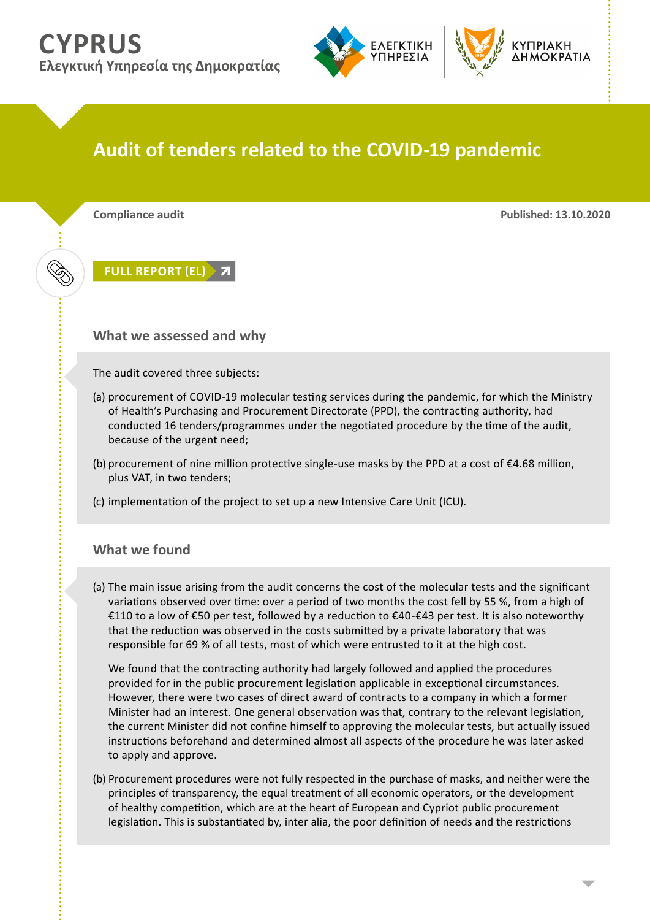**CYPRUS**
**Ελεγκτική Υπηρεσία της Δημοκρατίας**

ΕΛΕΓΚΤΙΚΗ ΥΠΗΡΕΣΙΑ | ΚΥΠΡΙΑΚΗ ΔΗΜΟΚΡΑΤΙΑ

# Audit of tenders related to the COVID-19 pandemic

**Compliance audit** **Published: 13.10.2020**

**FULL REPORT (EL)**

## What we assessed and why

The audit covered three subjects:

(a) procurement of COVID-19 molecular testing services during the pandemic, for which the Ministry of Health's Purchasing and Procurement Directorate (PPD), the contracting authority, had conducted 16 tenders/programmes under the negotiated procedure by the time of the audit, because of the urgent need;

(b) procurement of nine million protective single-use masks by the PPD at a cost of €4.68 million, plus VAT, in two tenders;

(c) implementation of the project to set up a new Intensive Care Unit (ICU).

## What we found

(a) The main issue arising from the audit concerns the cost of the molecular tests and the significant variations observed over time: over a period of two months the cost fell by 55 %, from a high of €110 to a low of €50 per test, followed by a reduction to €40-€43 per test. It is also noteworthy that the reduction was observed in the costs submitted by a private laboratory that was responsible for 69 % of all tests, most of which were entrusted to it at the high cost.

We found that the contracting authority had largely followed and applied the procedures provided for in the public procurement legislation applicable in exceptional circumstances. However, there were two cases of direct award of contracts to a company in which a former Minister had an interest. One general observation was that, contrary to the relevant legislation, the current Minister did not confine himself to approving the molecular tests, but actually issued instructions beforehand and determined almost all aspects of the procedure he was later asked to apply and approve.

(b) Procurement procedures were not fully respected in the purchase of masks, and neither were the principles of transparency, the equal treatment of all economic operators, or the development of healthy competition, which are at the heart of European and Cypriot public procurement legislation. This is substantiated by, inter alia, the poor definition of needs and the restrictions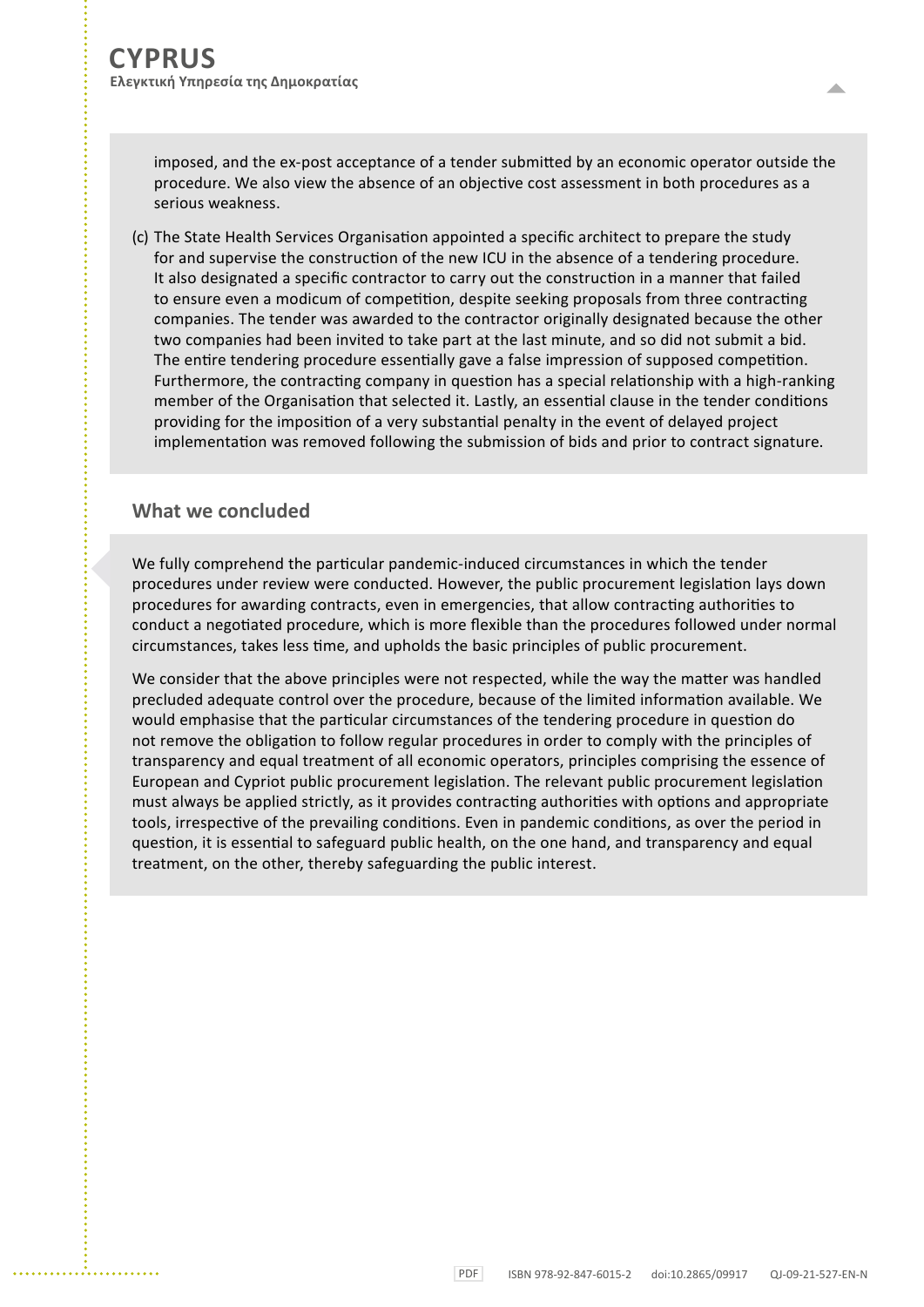imposed, and the ex-post acceptance of a tender submitted by an economic operator outside the procedure. We also view the absence of an objective cost assessment in both procedures as a serious weakness.

(c) The State Health Services Organisation appointed a specific architect to prepare the study for and supervise the construction of the new ICU in the absence of a tendering procedure. It also designated a specific contractor to carry out the construction in a manner that failed to ensure even a modicum of competition, despite seeking proposals from three contracting companies. The tender was awarded to the contractor originally designated because the other two companies had been invited to take part at the last minute, and so did not submit a bid. The entire tendering procedure essentially gave a false impression of supposed competition. Furthermore, the contracting company in question has a special relationship with a high-ranking member of the Organisation that selected it. Lastly, an essential clause in the tender conditions providing for the imposition of a very substantial penalty in the event of delayed project implementation was removed following the submission of bids and prior to contract signature.

## What we concluded

We fully comprehend the particular pandemic-induced circumstances in which the tender procedures under review were conducted. However, the public procurement legislation lays down procedures for awarding contracts, even in emergencies, that allow contracting authorities to conduct a negotiated procedure, which is more flexible than the procedures followed under normal circumstances, takes less time, and upholds the basic principles of public procurement.

We consider that the above principles were not respected, while the way the matter was handled precluded adequate control over the procedure, because of the limited information available. We would emphasise that the particular circumstances of the tendering procedure in question do not remove the obligation to follow regular procedures in order to comply with the principles of transparency and equal treatment of all economic operators, principles comprising the essence of European and Cypriot public procurement legislation. The relevant public procurement legislation must always be applied strictly, as it provides contracting authorities with options and appropriate tools, irrespective of the prevailing conditions. Even in pandemic conditions, as over the period in question, it is essential to safeguard public health, on the one hand, and transparency and equal treatment, on the other, thereby safeguarding the public interest.